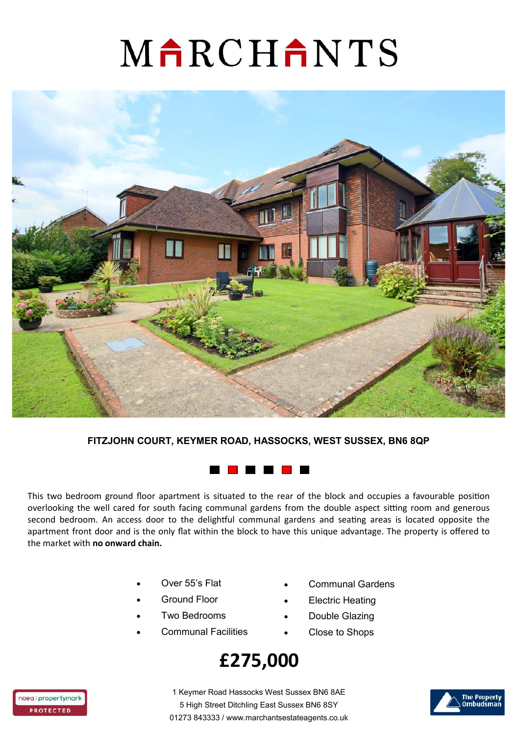# MARCHANTS

**FITZJOHN COURT, KEYMER ROAD, HASSOCKS, WEST SUSSEX, BN6 8QP**

This two bedroom ground floor apartment is situated to the rear of the block and occupies a favourable position overlooking the well cared for south facing communal gardens from the double aspect sitting room and generous second bedroom. An access door to the delightful communal gardens and seating areas is located opposite the apartment front door and is the only flat within the block to have this unique advantage. The property is offered to the market with **no onward chain.**

- Over 55's Flat
- Ground Floor
- Two Bedrooms
- Communal Facilities
- Communal Gardens
- Electric Heating
- Double Glazing
- Close to Shops

# £275,000

1 Keymer Road Hassocks West Sussex BN6 8AE
5 High Street Ditchling East Sussex BN6 8SY
01273 843333 / www.marchantsestateagents.co.uk

naea | propertymark PROTECTED

The Property Ombudsman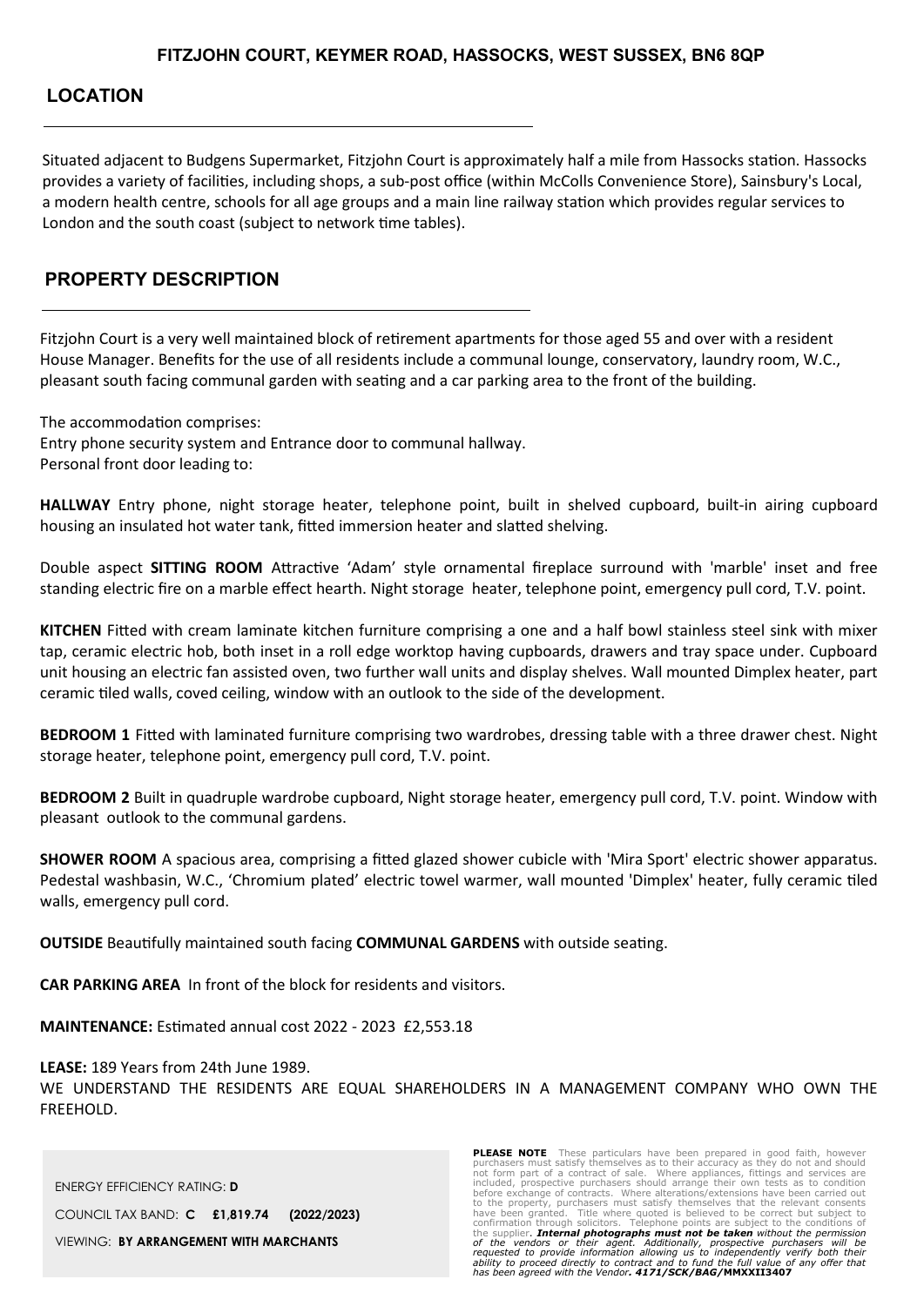**FITZJOHN COURT, KEYMER ROAD, HASSOCKS, WEST SUSSEX, BN6 8QP**

## LOCATION

Situated adjacent to Budgens Supermarket, Fitzjohn Court is approximately half a mile from Hassocks station. Hassocks provides a variety of facilities, including shops, a sub-post office (within McColls Convenience Store), Sainsbury's Local, a modern health centre, schools for all age groups and a main line railway station which provides regular services to London and the south coast (subject to network time tables).

## PROPERTY DESCRIPTION

Fitzjohn Court is a very well maintained block of retirement apartments for those aged 55 and over with a resident House Manager. Benefits for the use of all residents include a communal lounge, conservatory, laundry room, W.C., pleasant south facing communal garden with seating and a car parking area to the front of the building.

The accommodation comprises:
Entry phone security system and Entrance door to communal hallway.
Personal front door leading to:

**HALLWAY** Entry phone, night storage heater, telephone point, built in shelved cupboard, built-in airing cupboard housing an insulated hot water tank, fitted immersion heater and slatted shelving.

Double aspect **SITTING ROOM** Attractive 'Adam' style ornamental fireplace surround with 'marble' inset and free standing electric fire on a marble effect hearth. Night storage heater, telephone point, emergency pull cord, T.V. point.

**KITCHEN** Fitted with cream laminate kitchen furniture comprising a one and a half bowl stainless steel sink with mixer tap, ceramic electric hob, both inset in a roll edge worktop having cupboards, drawers and tray space under. Cupboard unit housing an electric fan assisted oven, two further wall units and display shelves. Wall mounted Dimplex heater, part ceramic tiled walls, coved ceiling, window with an outlook to the side of the development.

**BEDROOM 1** Fitted with laminated furniture comprising two wardrobes, dressing table with a three drawer chest. Night storage heater, telephone point, emergency pull cord, T.V. point.

**BEDROOM 2** Built in quadruple wardrobe cupboard, Night storage heater, emergency pull cord, T.V. point. Window with pleasant outlook to the communal gardens.

**SHOWER ROOM** A spacious area, comprising a fitted glazed shower cubicle with 'Mira Sport' electric shower apparatus. Pedestal washbasin, W.C., 'Chromium plated' electric towel warmer, wall mounted 'Dimplex' heater, fully ceramic tiled walls, emergency pull cord.

**OUTSIDE** Beautifully maintained south facing **COMMUNAL GARDENS** with outside seating.

**CAR PARKING AREA** In front of the block for residents and visitors.

**MAINTENANCE:** Estimated annual cost 2022 - 2023 £2,553.18

**LEASE:** 189 Years from 24th June 1989.
WE UNDERSTAND THE RESIDENTS ARE EQUAL SHAREHOLDERS IN A MANAGEMENT COMPANY WHO OWN THE FREEHOLD.

ENERGY EFFICIENCY RATING: **D**

COUNCIL TAX BAND: **C £1,819.74 (2022/2023)**

VIEWING: **BY ARRANGEMENT WITH MARCHANTS**

**PLEASE NOTE** These particulars have been prepared in good faith, however purchasers must satisfy themselves as to their accuracy as they do not and should not form part of a contract of sale. Where appliances, fittings and services are included, prospective purchasers should arrange their own tests as to condition before exchange of contracts. Where alterations/extensions have been carried out to the property, purchasers must satisfy themselves that the relevant consents have been granted. Title where quoted is believed to be correct but subject to confirmation through solicitors. Telephone points are subject to the conditions of the supplier. ***Internal photographs must not be taken*** *without the permission of the vendors or their agent. Additionally, prospective purchasers will be requested to provide information allowing us to independently verify both their ability to proceed directly to contract and to fund the full value of any offer that has been agreed with the Vendor.* ***4171/SCK/BAG/MMXXII3407***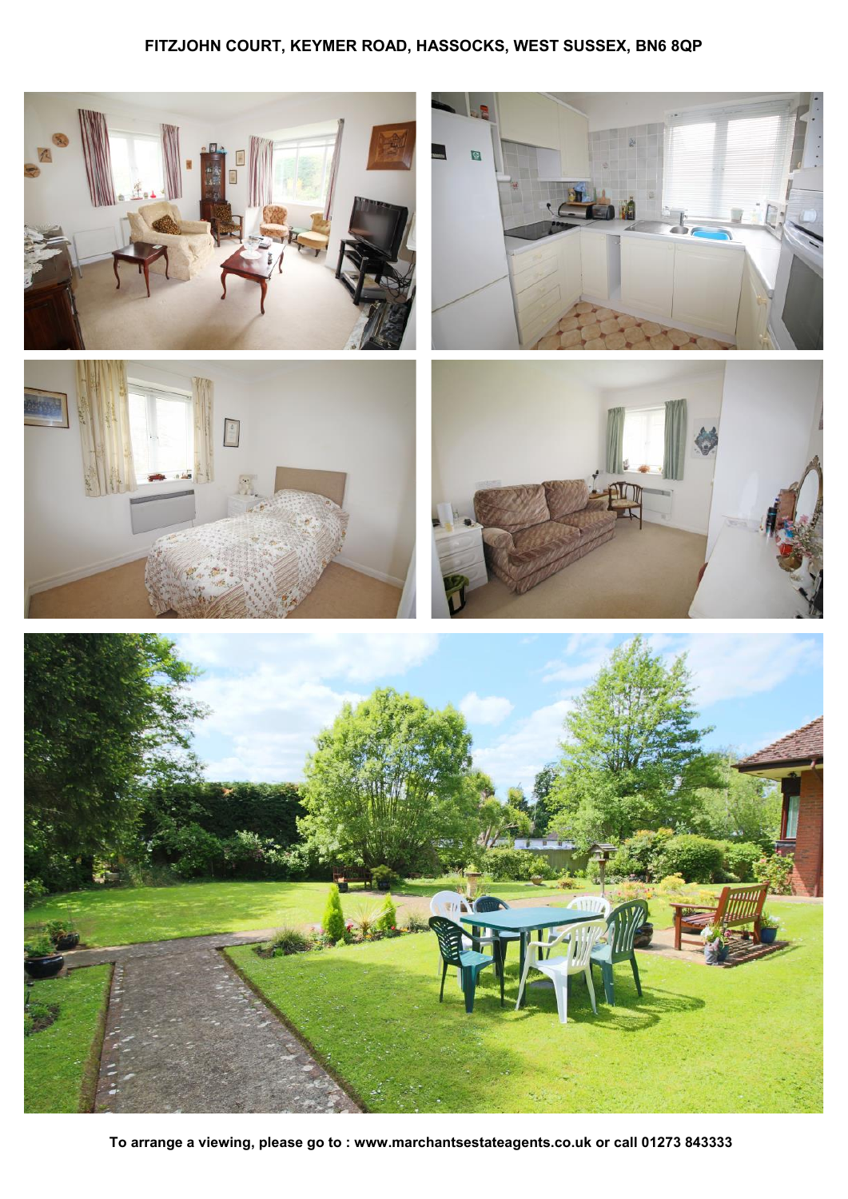**FITZJOHN COURT, KEYMER ROAD, HASSOCKS, WEST SUSSEX, BN6 8QP**

**To arrange a viewing, please go to : www.marchantsestateagents.co.uk or call 01273 843333**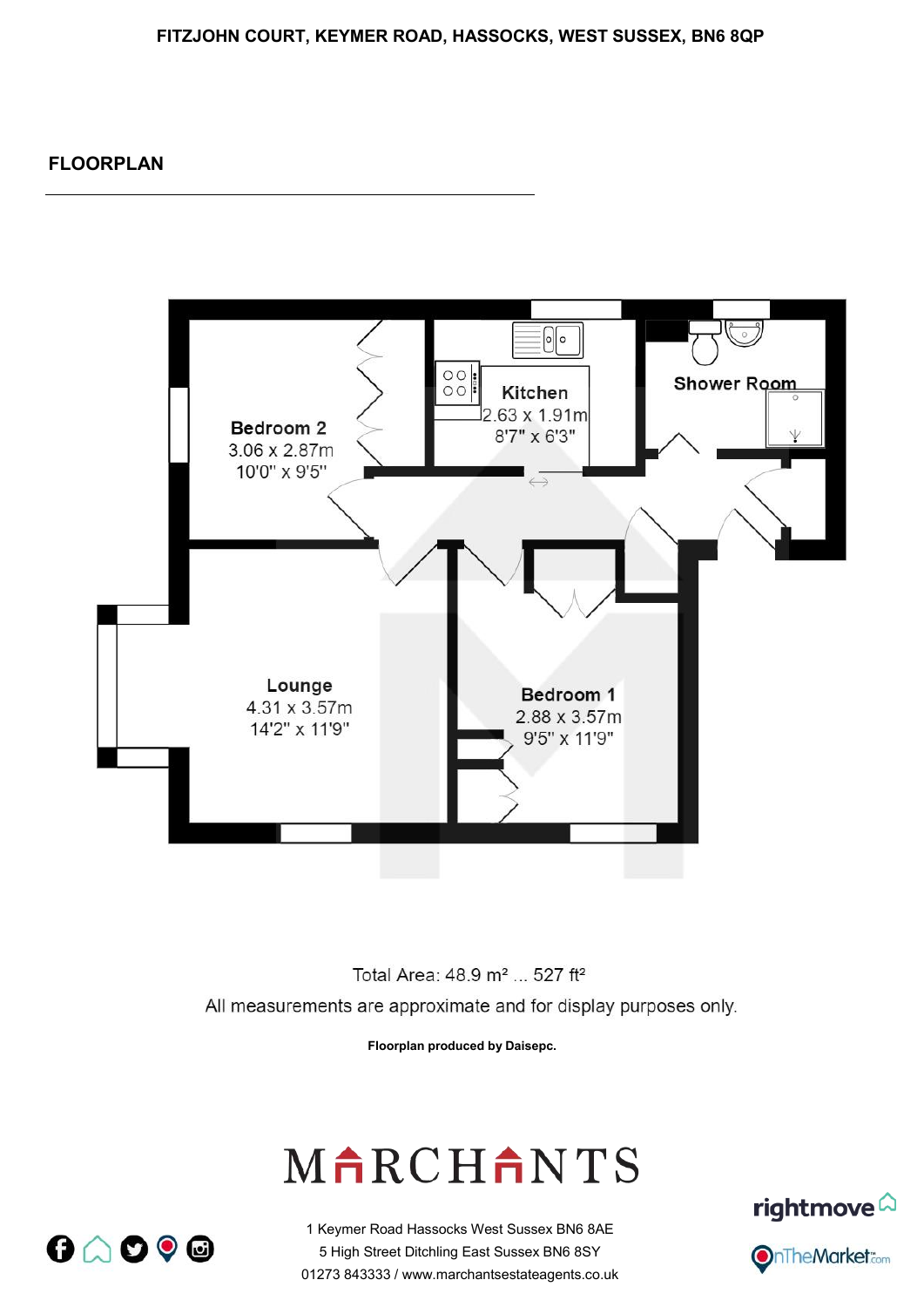**FITZJOHN COURT, KEYMER ROAD, HASSOCKS, WEST SUSSEX, BN6 8QP**

## FLOORPLAN

Bedroom 2
3.06 x 2.87m
10'0" x 9'5"

Kitchen
2.63 x 1.91m
8'7" x 6'3"

Shower Room

Lounge
4.31 x 3.57m
14'2" x 11'9"

Bedroom 1
2.88 x 3.57m
9'5" x 11'9"

Total Area: 48.9 m² ... 527 ft²

All measurements are approximate and for display purposes only.

**Floorplan produced by Daisepc.**

MARCHANTS

1 Keymer Road Hassocks West Sussex BN6 8AE
5 High Street Ditchling East Sussex BN6 8SY
01273 843333 / www.marchantsestateagents.co.uk

rightmove

OnTheMarket.com